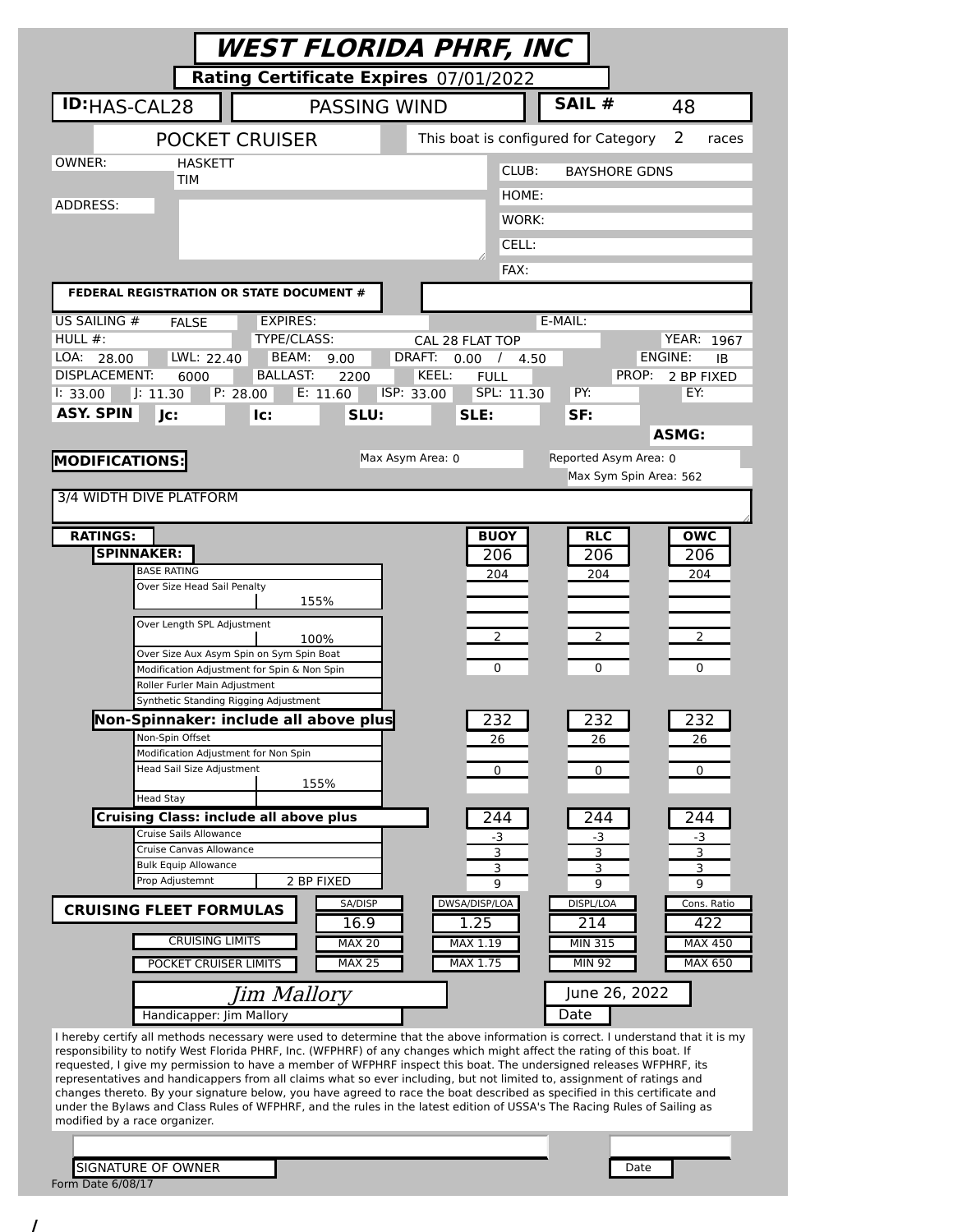# WEST FLORIDA PHRF, INC

**Rating Certificate Expires** 07/01/2022

**ID:** HAS-CAL28 | PASSING WIND | **SAIL #** 48

POCKET CRUISER | This boat is configured for Category 2 races

| | | | |
|---|---|---|---|
| OWNER: | HASKETT TIM | CLUB: | BAYSHORE GDNS |
| ADDRESS: | | HOME: | |
| | | WORK: | |
| | | CELL: | |
| | | FAX: | |

**FEDERAL REGISTRATION OR STATE DOCUMENT #**

| | | | | | | | |
|---|---|---|---|---|---|---|---|
| US SAILING # | FALSE | EXPIRES: | | E-MAIL: | | | |
| HULL #: | | TYPE/CLASS: | CAL 28 FLAT TOP | | | YEAR: | 1967 |
| LOA: 28.00 | LWL: 22.40 | BEAM: 9.00 | DRAFT: 0.00 / 4.50 | | | ENGINE: | IB |
| DISPLACEMENT: 6000 | | BALLAST: 2200 | KEEL: FULL | | | PROP: | 2 BP FIXED |
| I: 33.00 | J: 11.30 | P: 28.00 | E: 11.60 | ISP: 33.00 | SPL: 11.30 | PY: | EY: |
| **ASY. SPIN** | **Jc:** | **Ic:** | **SLU:** | **SLE:** | | **SF:** | **ASMG:** |

**MODIFICATIONS:** | Max Asym Area: 0 | Reported Asym Area: 0 | Max Sym Spin Area: 562

3/4 WIDTH DIVE PLATFORM

| **RATINGS:** | | **BUOY** | **RLC** | **OWC** |
|---|---|---|---|---|
| **SPINNAKER:** | | 206 | 206 | 206 |
| BASE RATING | | 204 | 204 | 204 |
| Over Size Head Sail Penalty | 155% | | | |
| Over Length SPL Adjustment | 100% | 2 | 2 | 2 |
| Over Size Aux Asym Spin on Sym Spin Boat | | | | |
| Modification Adjustment for Spin & Non Spin | | 0 | 0 | 0 |
| Roller Furler Main Adjustment | | | | |
| Synthetic Standing Rigging Adjustment | | | | |
| **Non-Spinnaker: include all above plus** | | 232 | 232 | 232 |
| Non-Spin Offset | | 26 | 26 | 26 |
| Modification Adjustment for Non Spin | | | | |
| Head Sail Size Adjustment | 155% | 0 | 0 | 0 |
| Head Stay | | | | |
| **Cruising Class: include all above plus** | | 244 | 244 | 244 |
| Cruise Sails Allowance | | -3 | -3 | -3 |
| Cruise Canvas Allowance | | 3 | 3 | 3 |
| Bulk Equip Allowance | | 3 | 3 | 3 |
| Prop Adjustemnt | 2 BP FIXED | 9 | 9 | 9 |

| **CRUISING FLEET FORMULAS** | SA/DISP | DWSA/DISP/LOA | DISPL/LOA | Cons. Ratio |
|---|---|---|---|---|
| | 16.9 | 1.25 | 214 | 422 |
| CRUISING LIMITS | MAX 20 | MAX 1.19 | MIN 315 | MAX 450 |
| POCKET CRUISER LIMITS | MAX 25 | MAX 1.75 | MIN 92 | MAX 650 |

*Jim Mallory* | June 26, 2022

Handicapper: Jim Mallory | Date

I hereby certify all methods necessary were used to determine that the above information is correct. I understand that it is my responsibility to notify West Florida PHRF, Inc. (WFPHRF) of any changes which might affect the rating of this boat. If requested, I give my permission to have a member of WFPHRF inspect this boat. The undersigned releases WFPHRF, its representatives and handicappers from all claims what so ever including, but not limited to, assignment of ratings and changes thereto. By your signature below, you have agreed to race the boat described as specified in this certificate and under the Bylaws and Class Rules of WFPHRF, and the rules in the latest edition of USSA's The Racing Rules of Sailing as modified by a race organizer.

SIGNATURE OF OWNER | Date

Form Date 6/08/17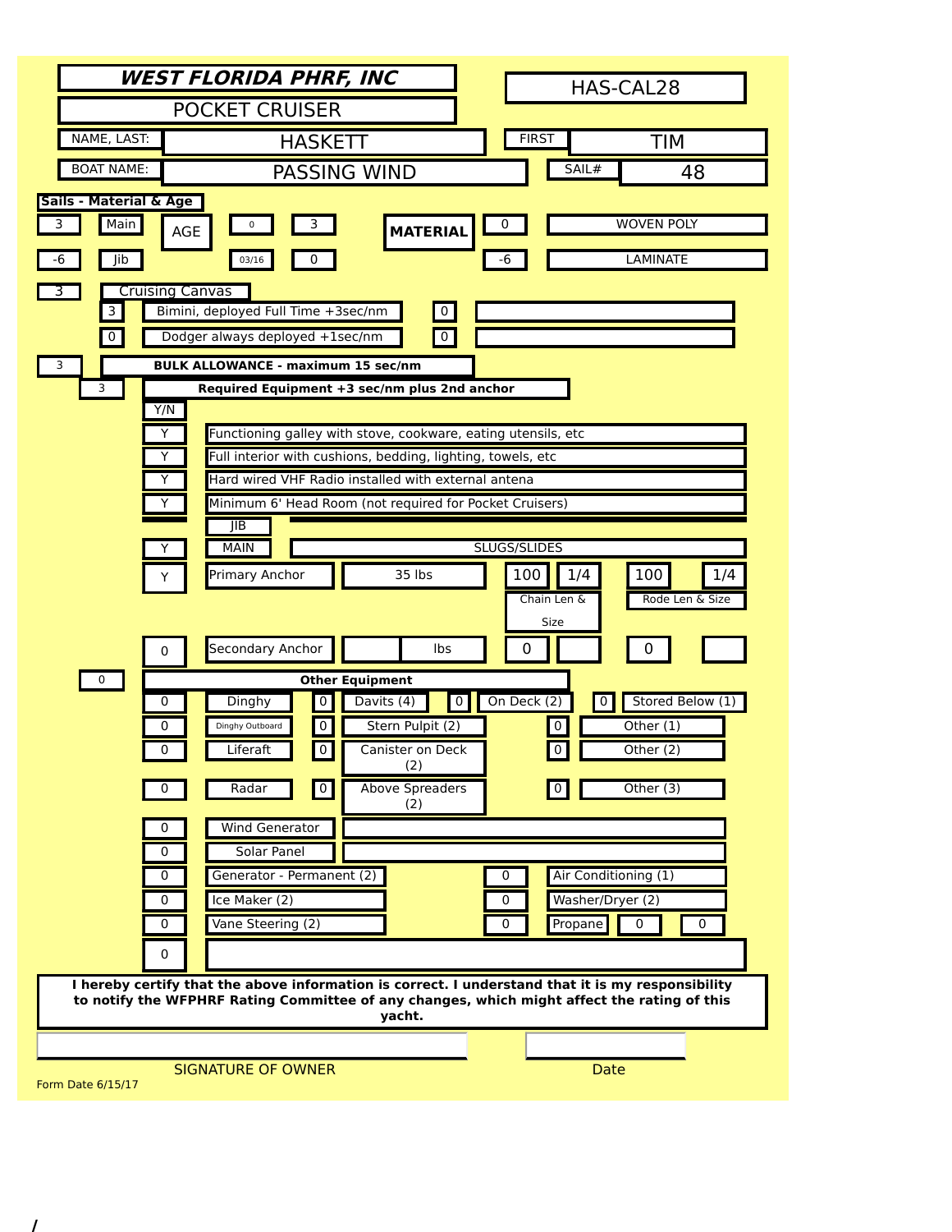# *WEST FLORIDA PHRF, INC*

## POCKET CRUISER

HAS-CAL28

| | | | |
|---|---|---|---|
| NAME, LAST: | HASKETT | FIRST | TIM |
| BOAT NAME: | PASSING WIND | SAIL# | 48 |

**Sails - Material & Age**

| | | | | | | | |
|---|---|---|---|---|---|---|---|
| 3 | Main | AGE | 0 | 3 | MATERIAL | 0 | WOVEN POLY |
| -6 | Jib | | 03/16 | 0 | | -6 | LAMINATE |

| | | | | |
|---|---|---|---|---|
| 3 | Cruising Canvas | | | |
| | 3 | Bimini, deployed Full Time +3sec/nm | 0 | |
| | 0 | Dodger always deployed +1sec/nm | 0 | |

3 — **BULK ALLOWANCE - maximum 15 sec/nm**

3 — **Required Equipment +3 sec/nm plus 2nd anchor**

| Y/N | |
|---|---|
| Y | Functioning galley with stove, cookware, eating utensils, etc |
| Y | Full interior with cushions, bedding, lighting, towels, etc |
| Y | Hard wired VHF Radio installed with external antena |
| Y | Minimum 6' Head Room (not required for Pocket Cruisers) |
| | JIB |
| Y | MAIN — SLUGS/SLIDES |

| Y/N | Anchor | Weight | Chain Len & Size | | Rode Len & Size | |
|---|---|---|---|---|---|---|
| Y | Primary Anchor | 35 lbs | 100 | 1/4 | 100 | 1/4 |
| 0 | Secondary Anchor | lbs | 0 | | 0 | |

0 — **Other Equipment**

| | | | | | | | |
|---|---|---|---|---|---|---|---|
| 0 | Dinghy | 0 | Davits (4) | 0 | On Deck (2) | 0 | Stored Below (1) |
| 0 | Dinghy Outboard | 0 | Stern Pulpit (2) | | | 0 | Other (1) |
| 0 | Liferaft | 0 | Canister on Deck (2) | | | 0 | Other (2) |
| 0 | Radar | 0 | Above Spreaders (2) | | | 0 | Other (3) |

| | | | | | |
|---|---|---|---|---|---|
| 0 | Wind Generator | | | | |
| 0 | Solar Panel | | | | |
| 0 | Generator - Permanent (2) | 0 | Air Conditioning (1) | | |
| 0 | Ice Maker (2) | 0 | Washer/Dryer (2) | | |
| 0 | Vane Steering (2) | 0 | Propane | 0 | 0 |
| 0 | | | | | |

**I hereby certify that the above information is correct. I understand that it is my responsibility to notify the WFPHRF Rating Committee of any changes, which might affect the rating of this yacht.**

SIGNATURE OF OWNER　　　　　　　　　　Date

Form Date 6/15/17